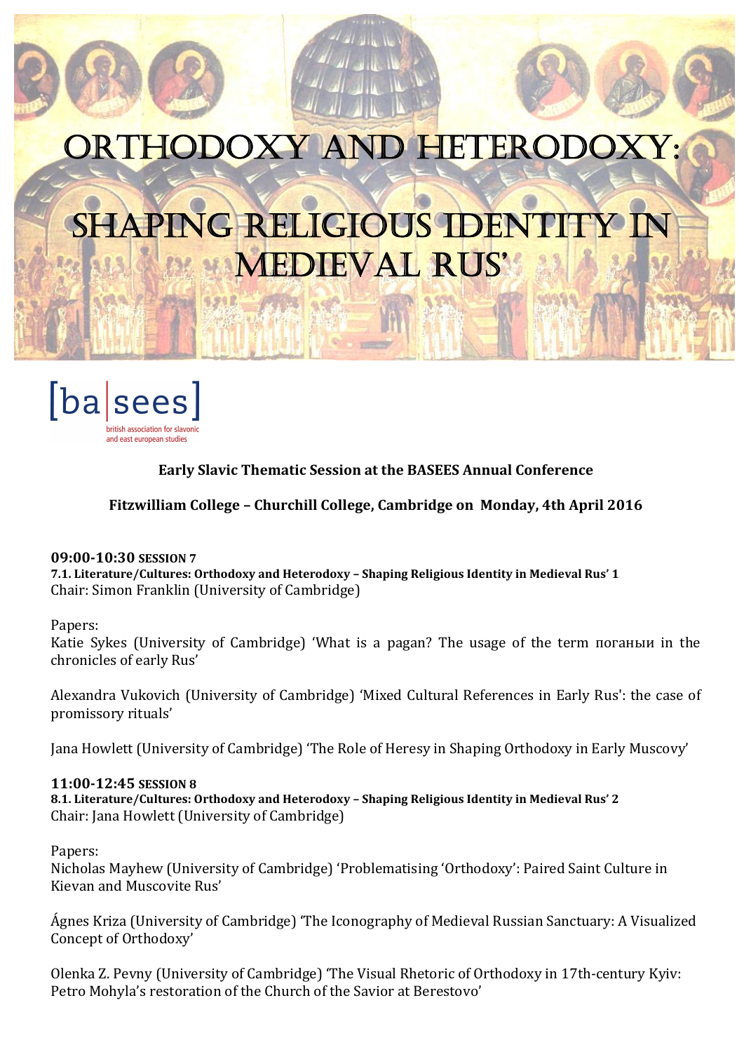# ORTHODOXY AND HETERODOXY:

# SHAPING RELIGIOUS IDENTITY IN MEDIEVAL RUS'

[ba|sees]
british association for slavonic and east european studies

**Early Slavic Thematic Session at the BASEES Annual Conference**

**Fitzwilliam College – Churchill College, Cambridge on Monday, 4th April 2016**

**09:00-10:30 SESSION 7**
**7.1. Literature/Cultures: Orthodoxy and Heterodoxy – Shaping Religious Identity in Medieval Rus' 1**
Chair: Simon Franklin (University of Cambridge)

Papers:
Katie Sykes (University of Cambridge) 'What is a pagan? The usage of the term поганыи in the chronicles of early Rus'

Alexandra Vukovich (University of Cambridge) 'Mixed Cultural References in Early Rus': the case of promissory rituals'

Jana Howlett (University of Cambridge) 'The Role of Heresy in Shaping Orthodoxy in Early Muscovy'

**11:00-12:45 SESSION 8**
**8.1. Literature/Cultures: Orthodoxy and Heterodoxy – Shaping Religious Identity in Medieval Rus' 2**
Chair: Jana Howlett (University of Cambridge)

Papers:
Nicholas Mayhew (University of Cambridge) 'Problematising 'Orthodoxy': Paired Saint Culture in Kievan and Muscovite Rus'

Ágnes Kriza (University of Cambridge) 'The Iconography of Medieval Russian Sanctuary: A Visualized Concept of Orthodoxy'

Olenka Z. Pevny (University of Cambridge) 'The Visual Rhetoric of Orthodoxy in 17th-century Kyiv: Petro Mohyla's restoration of the Church of the Savior at Berestovo'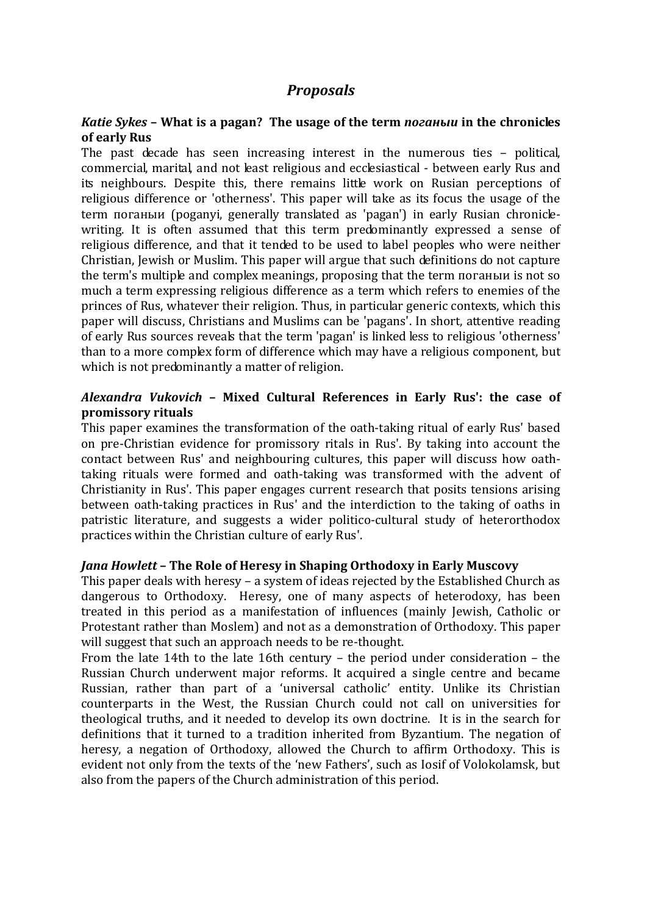## *Proposals*

### ***Katie Sykes*** **– What is a pagan? The usage of the term *поганыи* in the chronicles of early Rus**

The past decade has seen increasing interest in the numerous ties – political, commercial, marital, and not least religious and ecclesiastical - between early Rus and its neighbours. Despite this, there remains little work on Rusian perceptions of religious difference or 'otherness'. This paper will take as its focus the usage of the term поганыи (poganyi, generally translated as 'pagan') in early Rusian chronicle-writing. It is often assumed that this term predominantly expressed a sense of religious difference, and that it tended to be used to label peoples who were neither Christian, Jewish or Muslim. This paper will argue that such definitions do not capture the term's multiple and complex meanings, proposing that the term поганыи is not so much a term expressing religious difference as a term which refers to enemies of the princes of Rus, whatever their religion. Thus, in particular generic contexts, which this paper will discuss, Christians and Muslims can be 'pagans'. In short, attentive reading of early Rus sources reveals that the term 'pagan' is linked less to religious 'otherness' than to a more complex form of difference which may have a religious component, but which is not predominantly a matter of religion.

### ***Alexandra Vukovich*** **– Mixed Cultural References in Early Rus': the case of promissory rituals**

This paper examines the transformation of the oath-taking ritual of early Rus' based on pre-Christian evidence for promissory rituals in Rus'. By taking into account the contact between Rus' and neighbouring cultures, this paper will discuss how oath-taking rituals were formed and oath-taking was transformed with the advent of Christianity in Rus'. This paper engages current research that posits tensions arising between oath-taking practices in Rus' and the interdiction to the taking of oaths in patristic literature, and suggests a wider politico-cultural study of heterorthodox practices within the Christian culture of early Rus'.

### ***Jana Howlett*** **– The Role of Heresy in Shaping Orthodoxy in Early Muscovy**

This paper deals with heresy – a system of ideas rejected by the Established Church as dangerous to Orthodoxy. Heresy, one of many aspects of heterodoxy, has been treated in this period as a manifestation of influences (mainly Jewish, Catholic or Protestant rather than Moslem) and not as a demonstration of Orthodoxy. This paper will suggest that such an approach needs to be re-thought.

From the late 14th to the late 16th century – the period under consideration – the Russian Church underwent major reforms. It acquired a single centre and became Russian, rather than part of a 'universal catholic' entity. Unlike its Christian counterparts in the West, the Russian Church could not call on universities for theological truths, and it needed to develop its own doctrine. It is in the search for definitions that it turned to a tradition inherited from Byzantium. The negation of heresy, a negation of Orthodoxy, allowed the Church to affirm Orthodoxy. This is evident not only from the texts of the 'new Fathers', such as Iosif of Volokolamsk, but also from the papers of the Church administration of this period.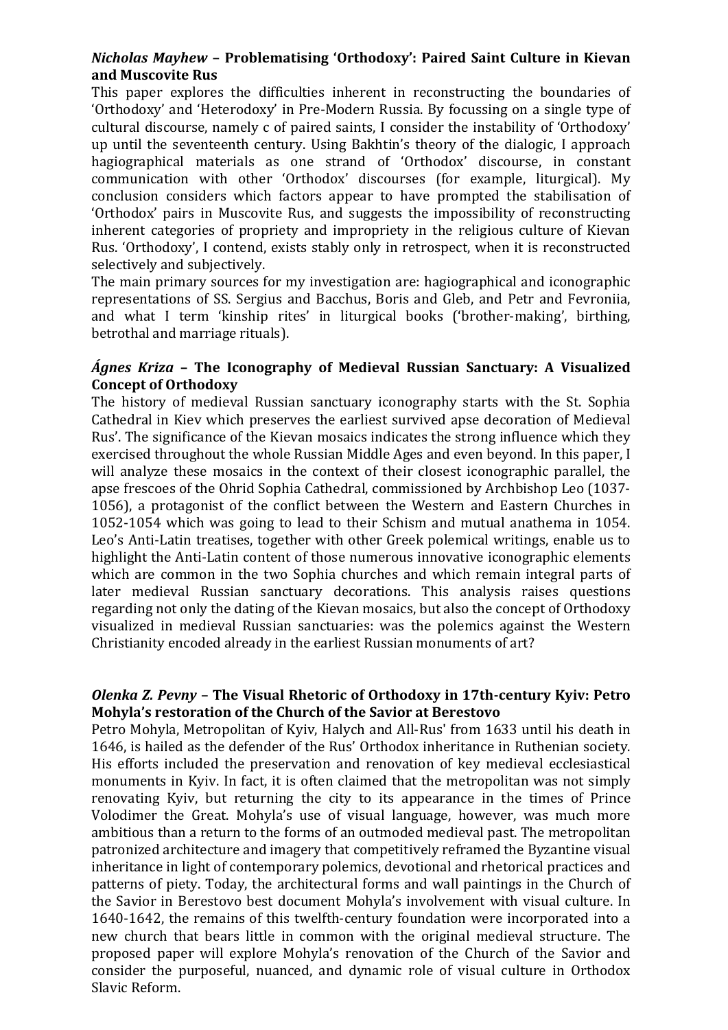***Nicholas Mayhew* – Problematising 'Orthodoxy': Paired Saint Culture in Kievan and Muscovite Rus**

This paper explores the difficulties inherent in reconstructing the boundaries of 'Orthodoxy' and 'Heterodoxy' in Pre-Modern Russia. By focussing on a single type of cultural discourse, namely c of paired saints, I consider the instability of 'Orthodoxy' up until the seventeenth century. Using Bakhtin's theory of the dialogic, I approach hagiographical materials as one strand of 'Orthodox' discourse, in constant communication with other 'Orthodox' discourses (for example, liturgical). My conclusion considers which factors appear to have prompted the stabilisation of 'Orthodox' pairs in Muscovite Rus, and suggests the impossibility of reconstructing inherent categories of propriety and impropriety in the religious culture of Kievan Rus. 'Orthodoxy', I contend, exists stably only in retrospect, when it is reconstructed selectively and subjectively.

The main primary sources for my investigation are: hagiographical and iconographic representations of SS. Sergius and Bacchus, Boris and Gleb, and Petr and Fevroniia, and what I term 'kinship rites' in liturgical books ('brother-making', birthing, betrothal and marriage rituals).

***Ágnes Kriza* – The Iconography of Medieval Russian Sanctuary: A Visualized Concept of Orthodoxy**

The history of medieval Russian sanctuary iconography starts with the St. Sophia Cathedral in Kiev which preserves the earliest survived apse decoration of Medieval Rus'. The significance of the Kievan mosaics indicates the strong influence which they exercised throughout the whole Russian Middle Ages and even beyond. In this paper, I will analyze these mosaics in the context of their closest iconographic parallel, the apse frescoes of the Ohrid Sophia Cathedral, commissioned by Archbishop Leo (1037-1056), a protagonist of the conflict between the Western and Eastern Churches in 1052-1054 which was going to lead to their Schism and mutual anathema in 1054. Leo's Anti-Latin treatises, together with other Greek polemical writings, enable us to highlight the Anti-Latin content of those numerous innovative iconographic elements which are common in the two Sophia churches and which remain integral parts of later medieval Russian sanctuary decorations. This analysis raises questions regarding not only the dating of the Kievan mosaics, but also the concept of Orthodoxy visualized in medieval Russian sanctuaries: was the polemics against the Western Christianity encoded already in the earliest Russian monuments of art?

***Olenka Z. Pevny* – The Visual Rhetoric of Orthodoxy in 17th-century Kyiv: Petro Mohyla's restoration of the Church of the Savior at Berestovo**

Petro Mohyla, Metropolitan of Kyiv, Halych and All-Rus' from 1633 until his death in 1646, is hailed as the defender of the Rus' Orthodox inheritance in Ruthenian society. His efforts included the preservation and renovation of key medieval ecclesiastical monuments in Kyiv. In fact, it is often claimed that the metropolitan was not simply renovating Kyiv, but returning the city to its appearance in the times of Prince Volodimer the Great. Mohyla's use of visual language, however, was much more ambitious than a return to the forms of an outmoded medieval past. The metropolitan patronized architecture and imagery that competitively reframed the Byzantine visual inheritance in light of contemporary polemics, devotional and rhetorical practices and patterns of piety. Today, the architectural forms and wall paintings in the Church of the Savior in Berestovo best document Mohyla's involvement with visual culture. In 1640-1642, the remains of this twelfth-century foundation were incorporated into a new church that bears little in common with the original medieval structure. The proposed paper will explore Mohyla's renovation of the Church of the Savior and consider the purposeful, nuanced, and dynamic role of visual culture in Orthodox Slavic Reform.